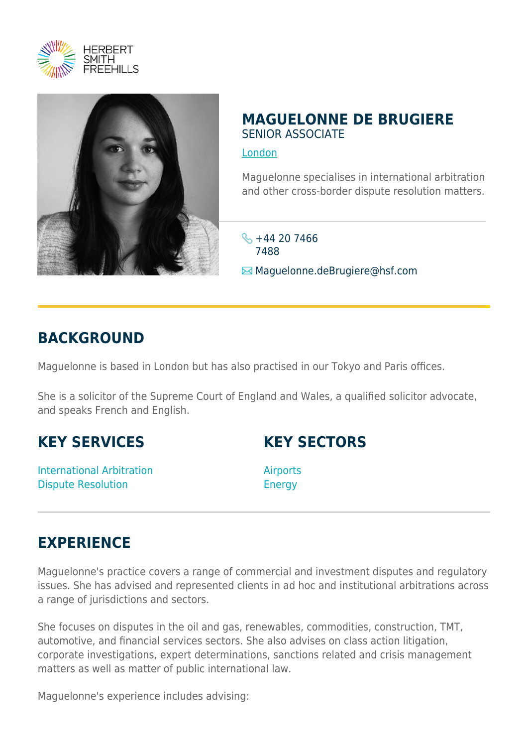HERBERT SMITH FREEHILLS

# MAGUELONNE DE BRUGIERE

SENIOR ASSOCIATE

London

Maguelonne specialises in international arbitration and other cross-border dispute resolution matters.

+44 20 7466 7488

Maguelonne.deBrugiere@hsf.com

## BACKGROUND

Maguelonne is based in London but has also practised in our Tokyo and Paris offices.

She is a solicitor of the Supreme Court of England and Wales, a qualified solicitor advocate, and speaks French and English.

## KEY SERVICES

International Arbitration
Dispute Resolution

## KEY SECTORS

Airports
Energy

## EXPERIENCE

Maguelonne's practice covers a range of commercial and investment disputes and regulatory issues. She has advised and represented clients in ad hoc and institutional arbitrations across a range of jurisdictions and sectors.

She focuses on disputes in the oil and gas, renewables, commodities, construction, TMT, automotive, and financial services sectors. She also advises on class action litigation, corporate investigations, expert determinations, sanctions related and crisis management matters as well as matter of public international law.

Maguelonne's experience includes advising: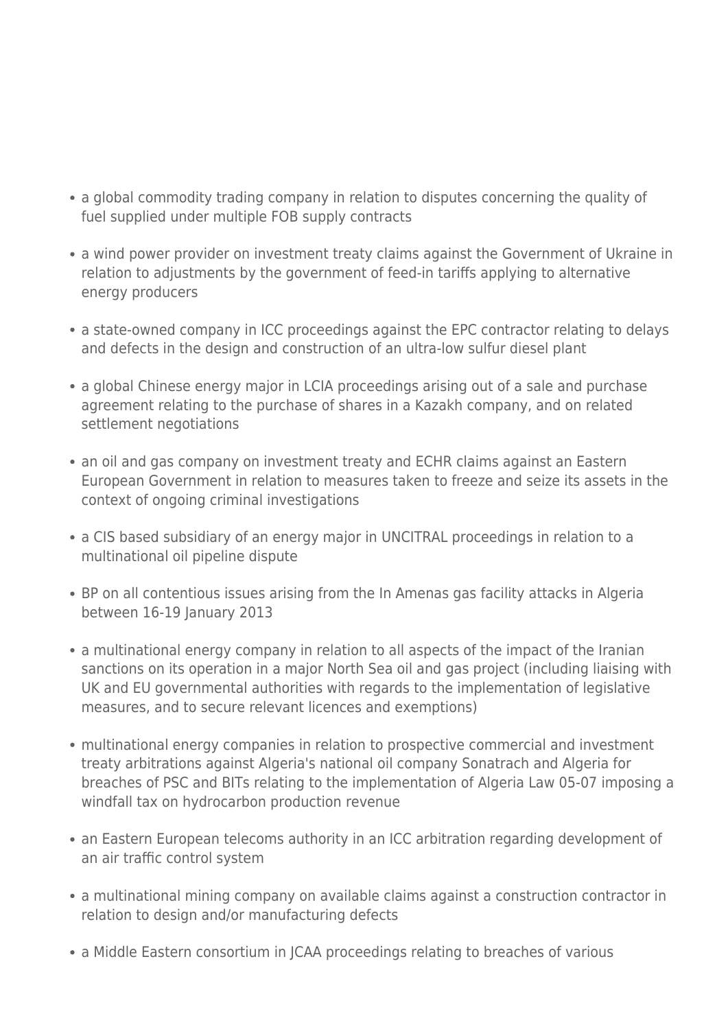- a global commodity trading company in relation to disputes concerning the quality of fuel supplied under multiple FOB supply contracts
- a wind power provider on investment treaty claims against the Government of Ukraine in relation to adjustments by the government of feed-in tariffs applying to alternative energy producers
- a state-owned company in ICC proceedings against the EPC contractor relating to delays and defects in the design and construction of an ultra-low sulfur diesel plant
- a global Chinese energy major in LCIA proceedings arising out of a sale and purchase agreement relating to the purchase of shares in a Kazakh company, and on related settlement negotiations
- an oil and gas company on investment treaty and ECHR claims against an Eastern European Government in relation to measures taken to freeze and seize its assets in the context of ongoing criminal investigations
- a CIS based subsidiary of an energy major in UNCITRAL proceedings in relation to a multinational oil pipeline dispute
- BP on all contentious issues arising from the In Amenas gas facility attacks in Algeria between 16-19 January 2013
- a multinational energy company in relation to all aspects of the impact of the Iranian sanctions on its operation in a major North Sea oil and gas project (including liaising with UK and EU governmental authorities with regards to the implementation of legislative measures, and to secure relevant licences and exemptions)
- multinational energy companies in relation to prospective commercial and investment treaty arbitrations against Algeria's national oil company Sonatrach and Algeria for breaches of PSC and BITs relating to the implementation of Algeria Law 05-07 imposing a windfall tax on hydrocarbon production revenue
- an Eastern European telecoms authority in an ICC arbitration regarding development of an air traffic control system
- a multinational mining company on available claims against a construction contractor in relation to design and/or manufacturing defects
- a Middle Eastern consortium in JCAA proceedings relating to breaches of various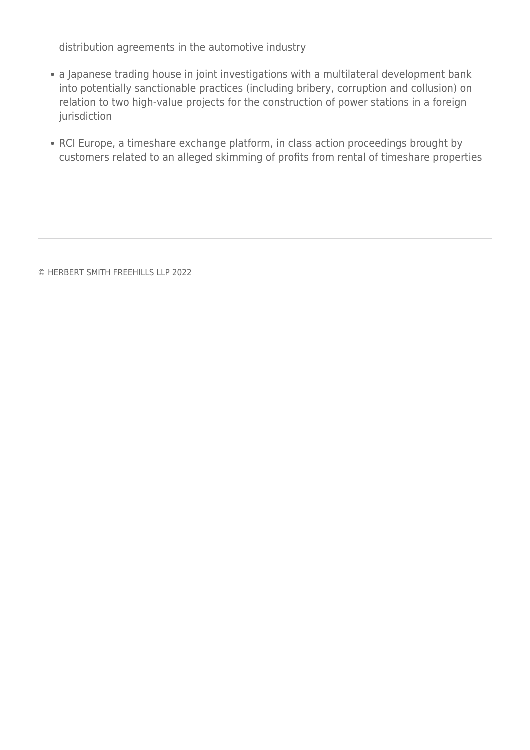distribution agreements in the automotive industry

- a Japanese trading house in joint investigations with a multilateral development bank into potentially sanctionable practices (including bribery, corruption and collusion) on relation to two high-value projects for the construction of power stations in a foreign jurisdiction
- RCI Europe, a timeshare exchange platform, in class action proceedings brought by customers related to an alleged skimming of profits from rental of timeshare properties

---

© HERBERT SMITH FREEHILLS LLP 2022